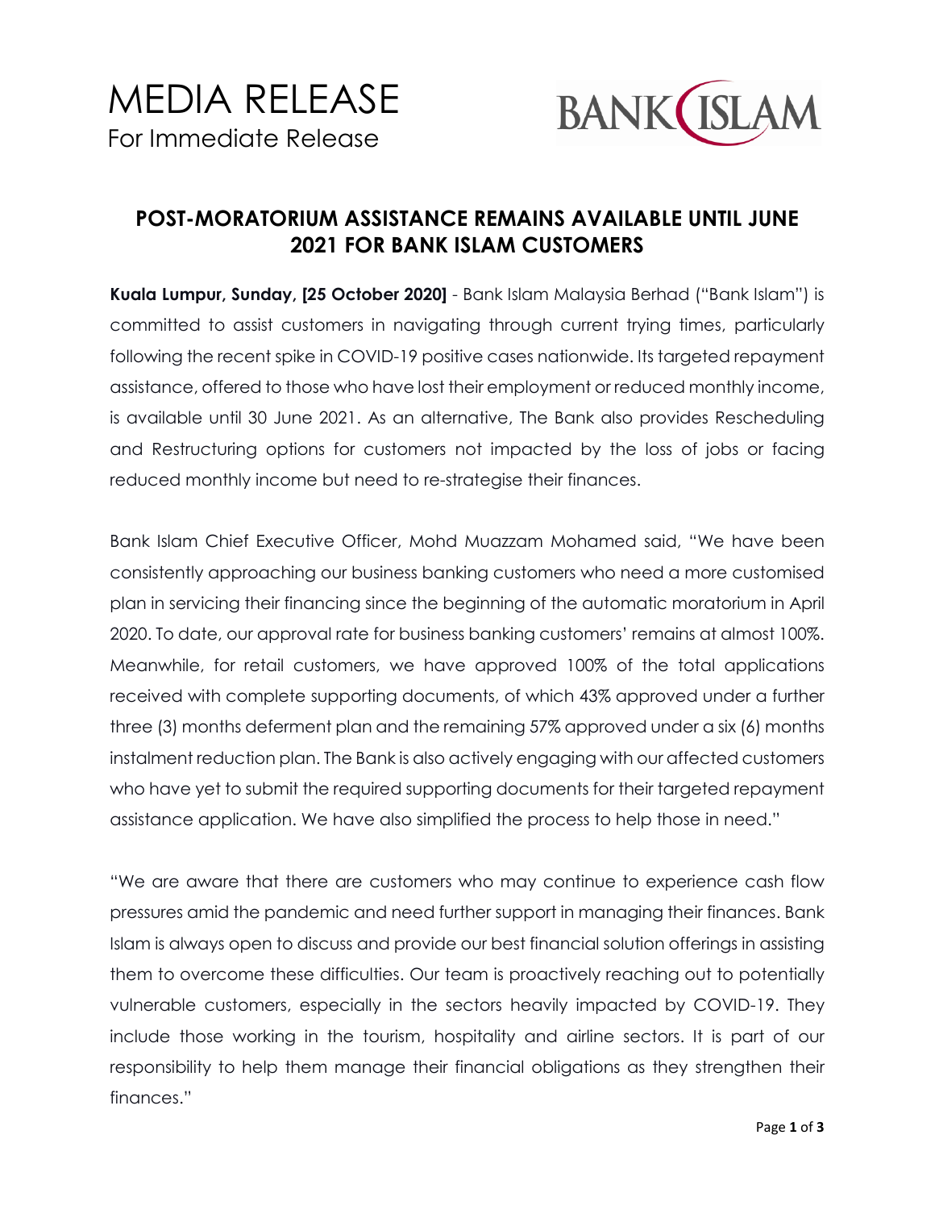# MEDIA RELEASE

For Immediate Release

BANK ISLAM

## POST-MORATORIUM ASSISTANCE REMAINS AVAILABLE UNTIL JUNE 2021 FOR BANK ISLAM CUSTOMERS

**Kuala Lumpur, Sunday, [25 October 2020]** - Bank Islam Malaysia Berhad ("Bank Islam") is committed to assist customers in navigating through current trying times, particularly following the recent spike in COVID-19 positive cases nationwide. Its targeted repayment assistance, offered to those who have lost their employment or reduced monthly income, is available until 30 June 2021. As an alternative, The Bank also provides Rescheduling and Restructuring options for customers not impacted by the loss of jobs or facing reduced monthly income but need to re-strategise their finances.

Bank Islam Chief Executive Officer, Mohd Muazzam Mohamed said, "We have been consistently approaching our business banking customers who need a more customised plan in servicing their financing since the beginning of the automatic moratorium in April 2020. To date, our approval rate for business banking customers' remains at almost 100%. Meanwhile, for retail customers, we have approved 100% of the total applications received with complete supporting documents, of which 43% approved under a further three (3) months deferment plan and the remaining 57% approved under a six (6) months instalment reduction plan. The Bank is also actively engaging with our affected customers who have yet to submit the required supporting documents for their targeted repayment assistance application. We have also simplified the process to help those in need."

"We are aware that there are customers who may continue to experience cash flow pressures amid the pandemic and need further support in managing their finances. Bank Islam is always open to discuss and provide our best financial solution offerings in assisting them to overcome these difficulties. Our team is proactively reaching out to potentially vulnerable customers, especially in the sectors heavily impacted by COVID-19. They include those working in the tourism, hospitality and airline sectors. It is part of our responsibility to help them manage their financial obligations as they strengthen their finances."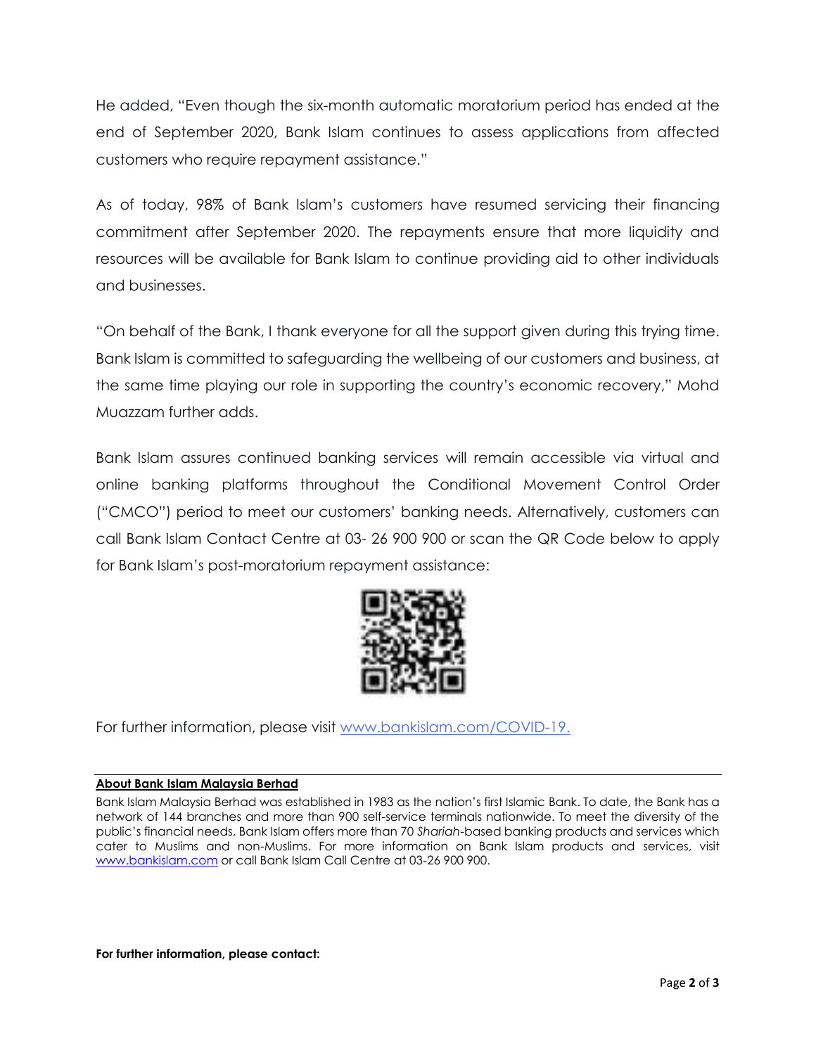He added, "Even though the six-month automatic moratorium period has ended at the end of September 2020, Bank Islam continues to assess applications from affected customers who require repayment assistance."

As of today, 98% of Bank Islam's customers have resumed servicing their financing commitment after September 2020. The repayments ensure that more liquidity and resources will be available for Bank Islam to continue providing aid to other individuals and businesses.

"On behalf of the Bank, I thank everyone for all the support given during this trying time. Bank Islam is committed to safeguarding the wellbeing of our customers and business, at the same time playing our role in supporting the country's economic recovery," Mohd Muazzam further adds.

Bank Islam assures continued banking services will remain accessible via virtual and online banking platforms throughout the Conditional Movement Control Order ("CMCO") period to meet our customers' banking needs. Alternatively, customers can call Bank Islam Contact Centre at 03- 26 900 900 or scan the QR Code below to apply for Bank Islam's post-moratorium repayment assistance:

For further information, please visit [www.bankislam.com/COVID-19.](www.bankislam.com/COVID-19)

---

**About Bank Islam Malaysia Berhad**

Bank Islam Malaysia Berhad was established in 1983 as the nation's first Islamic Bank. To date, the Bank has a network of 144 branches and more than 900 self-service terminals nationwide. To meet the diversity of the public's financial needs, Bank Islam offers more than 70 *Shariah*-based banking products and services which cater to Muslims and non-Muslims. For more information on Bank Islam products and services, visit [www.bankislam.com](www.bankislam.com) or call Bank Islam Call Centre at 03-26 900 900.

**For further information, please contact:**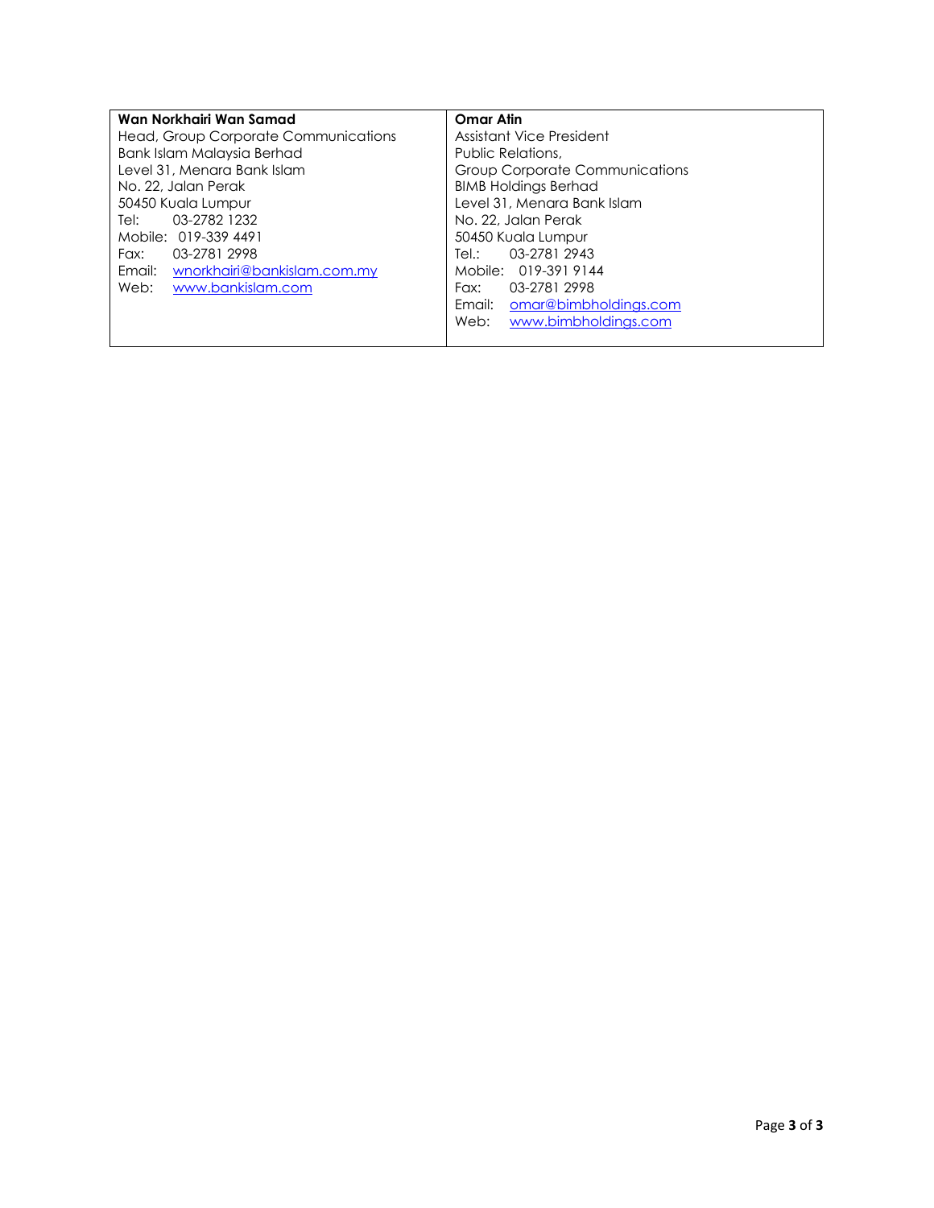| | |
|---|---|
| **Wan Norkhairi Wan Samad**<br>Head, Group Corporate Communications<br>Bank Islam Malaysia Berhad<br>Level 31, Menara Bank Islam<br>No. 22, Jalan Perak<br>50450 Kuala Lumpur<br>Tel: 03-2782 1232<br>Mobile: 019-339 4491<br>Fax: 03-2781 2998<br>Email: wnorkhairi@bankislam.com.my<br>Web: www.bankislam.com | **Omar Atin**<br>Assistant Vice President<br>Public Relations,<br>Group Corporate Communications<br>BIMB Holdings Berhad<br>Level 31, Menara Bank Islam<br>No. 22, Jalan Perak<br>50450 Kuala Lumpur<br>Tel.: 03-2781 2943<br>Mobile: 019-391 9144<br>Fax: 03-2781 2998<br>Email: omar@bimbholdings.com<br>Web: www.bimbholdings.com |